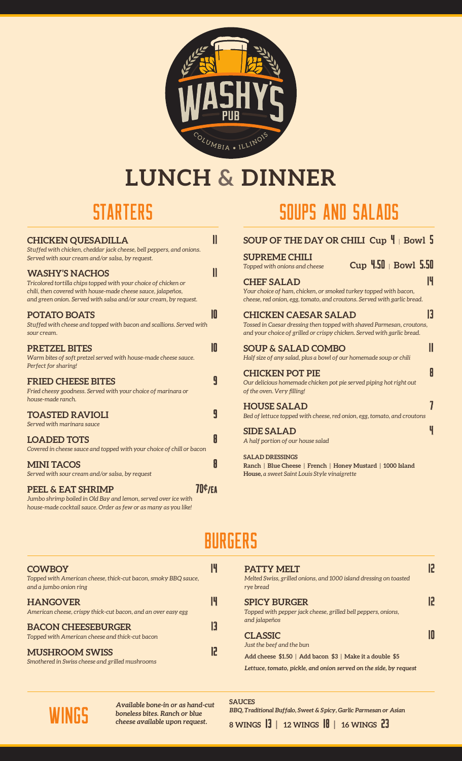WASHY'S PUB
COLUMBIA • ILLINOIS

# LUNCH & DINNER

## STARTERS

**CHICKEN QUESADILLA** 11
*Stuffed with chicken, cheddar jack cheese, bell peppers, and onions. Served with sour cream and/or salsa, by request.*

**WASHY'S NACHOS** 11
*Tricolored tortilla chips topped with your choice of chicken or chili, then covered with house-made cheese sauce, jalapeños, and green onion. Served with salsa and/or sour cream, by request.*

**POTATO BOATS** 10
*Stuffed with cheese and topped with bacon and scallions. Served with sour cream.*

**PRETZEL BITES** 10
*Warm bites of soft pretzel served with house-made cheese sauce. Perfect for sharing!*

**FRIED CHEESE BITES** 9
*Fried cheesy goodness. Served with your choice of marinara or house-made ranch.*

**TOASTED RAVIOLI** 9
*Served with marinara sauce*

**LOADED TOTS** 8
*Covered in cheese sauce and topped with your choice of chili or bacon*

**MINI TACOS** 8
*Served with sour cream and/or salsa, by request*

**PEEL & EAT SHRIMP** 70¢/EA
*Jumbo shrimp boiled in Old Bay and lemon, served over ice with house-made cocktail sauce. Order as few or as many as you like!*

## SOUPS AND SALADS

**SOUP OF THE DAY OR CHILI** Cup 4 | Bowl 5

**SUPREME CHILI** Cup 4.50 | Bowl 5.50
*Topped with onions and cheese*

**CHEF SALAD** 14
*Your choice of ham, chicken, or smoked turkey topped with bacon, cheese, red onion, egg, tomato, and croutons. Served with garlic bread.*

**CHICKEN CAESAR SALAD** 13
*Tossed in Caesar dressing then topped with shaved Parmesan, croutons, and your choice of grilled or crispy chicken. Served with garlic bread.*

**SOUP & SALAD COMBO** 11
*Half size of any salad, plus a bowl of our homemade soup or chili*

**CHICKEN POT PIE** 8
*Our delicious homemade chicken pot pie served piping hot right out of the oven. Very filling!*

**HOUSE SALAD** 7
*Bed of lettuce topped with cheese, red onion, egg, tomato, and croutons*

**SIDE SALAD** 4
*A half portion of our house salad*

**SALAD DRESSINGS**
**Ranch | Blue Cheese | French | Honey Mustard | 1000 Island**
**House,** *a sweet Saint Louis Style vinaigrette*

## BURGERS

**COWBOY** 14
*Topped with American cheese, thick-cut bacon, smoky BBQ sauce, and a jumbo onion ring*

**HANGOVER** 14
*American cheese, crispy thick-cut bacon, and an over easy egg*

**BACON CHEESEBURGER** 13
*Topped with American cheese and thick-cut bacon*

**MUSHROOM SWISS** 12
*Smothered in Swiss cheese and grilled mushrooms*

**PATTY MELT** 12
*Melted Swiss, grilled onions, and 1000 island dressing on toasted rye bread*

**SPICY BURGER** 12
*Topped with pepper jack cheese, grilled bell peppers, onions, and jalapeños*

**CLASSIC** 10
*Just the beef and the bun*

**Add cheese $1.50 | Add bacon $3 | Make it a double $5**

***Lettuce, tomato, pickle, and onion served on the side, by request***

## WINGS

***Available bone-in or as hand-cut boneless bites. Ranch or blue cheese available upon request.***

**SAUCES**
***BBQ, Traditional Buffalo, Sweet & Spicy, Garlic Parmesan or Asian***

**8 WINGS 13 | 12 WINGS 18 | 16 WINGS 23**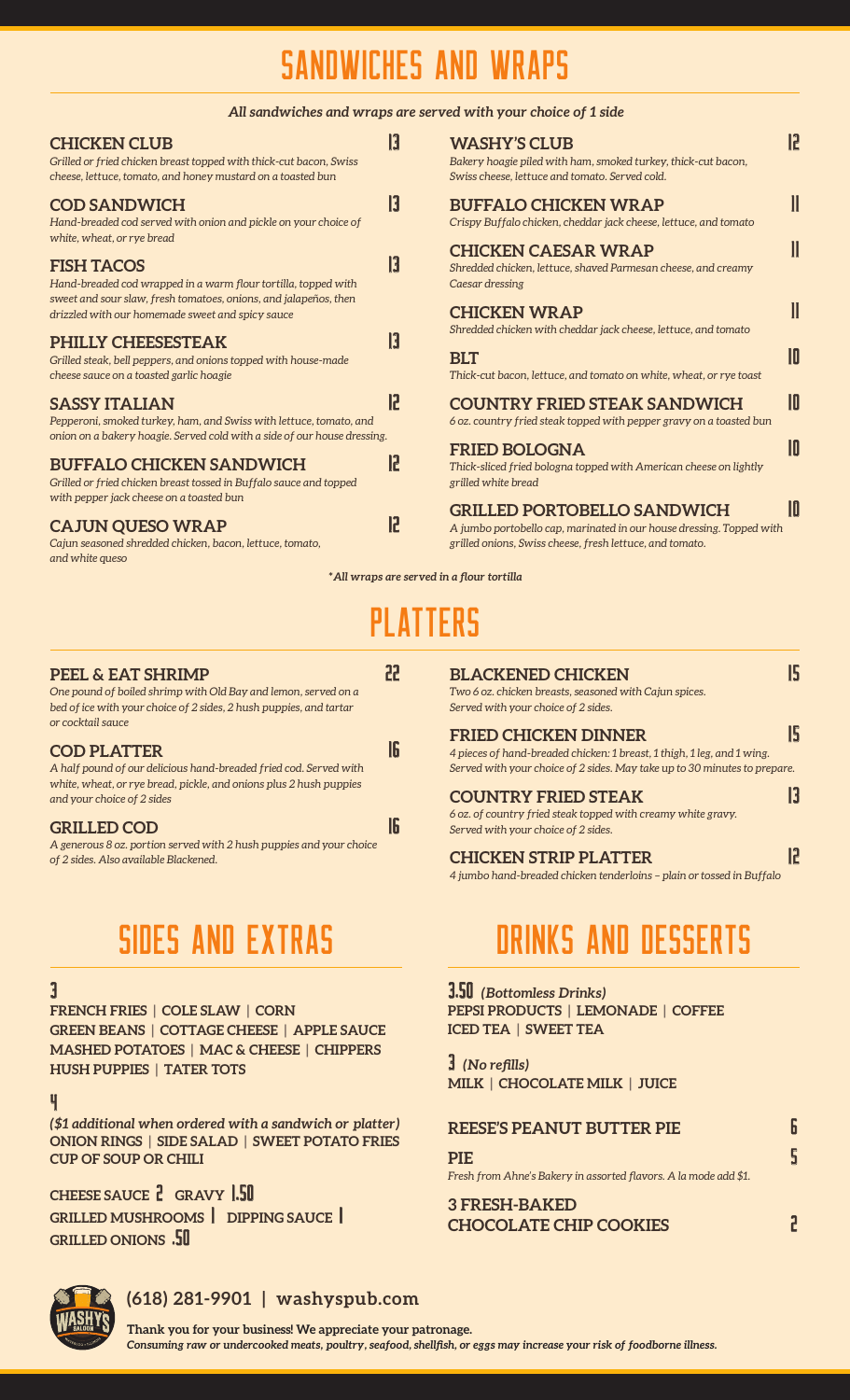# SANDWICHES AND WRAPS

*All sandwiches and wraps are served with your choice of 1 side*

**CHICKEN CLUB** 13
*Grilled or fried chicken breast topped with thick-cut bacon, Swiss cheese, lettuce, tomato, and honey mustard on a toasted bun*

**COD SANDWICH** 13
*Hand-breaded cod served with onion and pickle on your choice of white, wheat, or rye bread*

**FISH TACOS** 13
*Hand-breaded cod wrapped in a warm flour tortilla, topped with sweet and sour slaw, fresh tomatoes, onions, and jalapeños, then drizzled with our homemade sweet and spicy sauce*

**PHILLY CHEESESTEAK** 13
*Grilled steak, bell peppers, and onions topped with house-made cheese sauce on a toasted garlic hoagie*

**SASSY ITALIAN** 12
*Pepperoni, smoked turkey, ham, and Swiss with lettuce, tomato, and onion on a bakery hoagie. Served cold with a side of our house dressing.*

**BUFFALO CHICKEN SANDWICH** 12
*Grilled or fried chicken breast tossed in Buffalo sauce and topped with pepper jack cheese on a toasted bun*

**CAJUN QUESO WRAP** 12
*Cajun seasoned shredded chicken, bacon, lettuce, tomato, and white queso*

**WASHY'S CLUB** 12
*Bakery hoagie piled with ham, smoked turkey, thick-cut bacon, Swiss cheese, lettuce and tomato. Served cold.*

**BUFFALO CHICKEN WRAP** 11
*Crispy Buffalo chicken, cheddar jack cheese, lettuce, and tomato*

**CHICKEN CAESAR WRAP** 11
*Shredded chicken, lettuce, shaved Parmesan cheese, and creamy Caesar dressing*

**CHICKEN WRAP** 11
*Shredded chicken with cheddar jack cheese, lettuce, and tomato*

**BLT** 10
*Thick-cut bacon, lettuce, and tomato on white, wheat, or rye toast*

**COUNTRY FRIED STEAK SANDWICH** 10
*6 oz. country fried steak topped with pepper gravy on a toasted bun*

**FRIED BOLOGNA** 10
*Thick-sliced fried bologna topped with American cheese on lightly grilled white bread*

**GRILLED PORTOBELLO SANDWICH** 10
*A jumbo portobello cap, marinated in our house dressing. Topped with grilled onions, Swiss cheese, fresh lettuce, and tomato.*

**All wraps are served in a flour tortilla*

# PLATTERS

**PEEL & EAT SHRIMP** 22
*One pound of boiled shrimp with Old Bay and lemon, served on a bed of ice with your choice of 2 sides, 2 hush puppies, and tartar or cocktail sauce*

**COD PLATTER** 16
*A half pound of our delicious hand-breaded fried cod. Served with white, wheat, or rye bread, pickle, and onions plus 2 hush puppies and your choice of 2 sides*

**GRILLED COD** 16
*A generous 8 oz. portion served with 2 hush puppies and your choice of 2 sides. Also available Blackened.*

**BLACKENED CHICKEN** 15
*Two 6 oz. chicken breasts, seasoned with Cajun spices. Served with your choice of 2 sides.*

**FRIED CHICKEN DINNER** 15
*4 pieces of hand-breaded chicken: 1 breast, 1 thigh, 1 leg, and 1 wing. Served with your choice of 2 sides. May take up to 30 minutes to prepare.*

**COUNTRY FRIED STEAK** 13
*6 oz. of country fried steak topped with creamy white gravy. Served with your choice of 2 sides.*

**CHICKEN STRIP PLATTER** 12
*4 jumbo hand-breaded chicken tenderloins – plain or tossed in Buffalo*

# SIDES AND EXTRAS

**3**
**FRENCH FRIES | COLE SLAW | CORN
GREEN BEANS | COTTAGE CHEESE | APPLE SAUCE
MASHED POTATOES | MAC & CHEESE | CHIPPERS
HUSH PUPPIES | TATER TOTS**

**4**
***($1 additional when ordered with a sandwich or platter)***
**ONION RINGS | SIDE SALAD | SWEET POTATO FRIES
CUP OF SOUP OR CHILI**

**CHEESE SAUCE 2 GRAVY 1.50
GRILLED MUSHROOMS | DIPPING SAUCE |
GRILLED ONIONS .50**

# DRINKS AND DESSERTS

**3.50** ***(Bottomless Drinks)***
**PEPSI PRODUCTS | LEMONADE | COFFEE
ICED TEA | SWEET TEA**

**3** ***(No refills)***
**MILK | CHOCOLATE MILK | JUICE**

**REESE'S PEANUT BUTTER PIE** 6

**PIE** 5
*Fresh from Ahne's Bakery in assorted flavors. A la mode add $1.*

**3 FRESH-BAKED CHOCOLATE CHIP COOKIES** 2

**(618) 281-9901 | washyspub.com**

**Thank you for your business! We appreciate your patronage.**
***Consuming raw or undercooked meats, poultry, seafood, shellfish, or eggs may increase your risk of foodborne illness.***